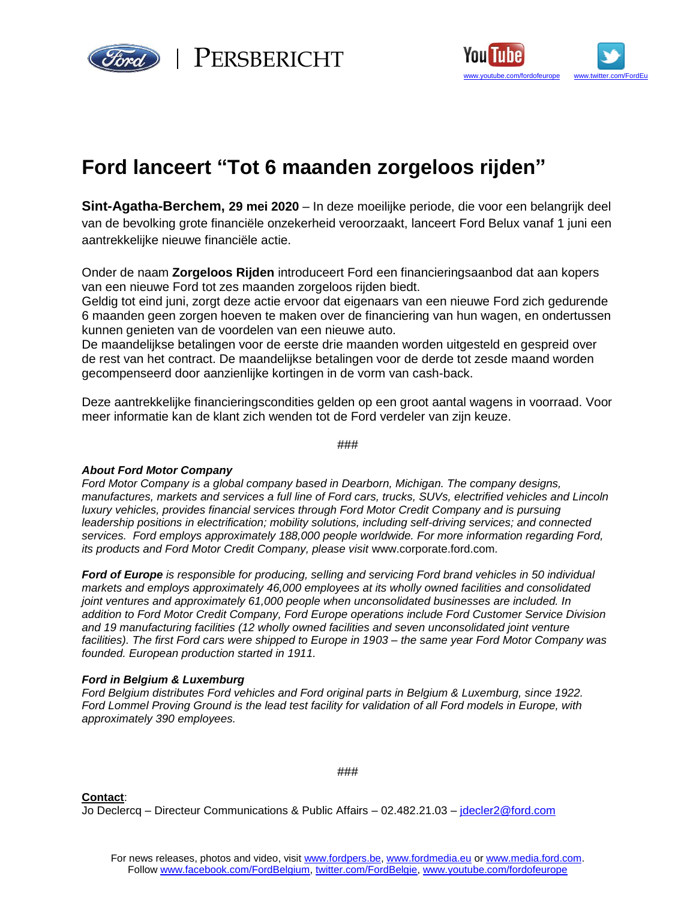PERSBERICHT

www.youtube.com/fordofeurope www.twitter.com/FordEu

# Ford lanceert "Tot 6 maanden zorgeloos rijden"

**Sint-Agatha-Berchem, 29 mei 2020** – In deze moeilijke periode, die voor een belangrijk deel van de bevolking grote financiële onzekerheid veroorzaakt, lanceert Ford Belux vanaf 1 juni een aantrekkelijke nieuwe financiële actie.

Onder de naam **Zorgeloos Rijden** introduceert Ford een financieringsaanbod dat aan kopers van een nieuwe Ford tot zes maanden zorgeloos rijden biedt.
Geldig tot eind juni, zorgt deze actie ervoor dat eigenaars van een nieuwe Ford zich gedurende 6 maanden geen zorgen hoeven te maken over de financiering van hun wagen, en ondertussen kunnen genieten van de voordelen van een nieuwe auto.
De maandelijkse betalingen voor de eerste drie maanden worden uitgesteld en gespreid over de rest van het contract. De maandelijkse betalingen voor de derde tot zesde maand worden gecompenseerd door aanzienlijke kortingen in de vorm van cash-back.

Deze aantrekkelijke financieringscondities gelden op een groot aantal wagens in voorraad. Voor meer informatie kan de klant zich wenden tot de Ford verdeler van zijn keuze.

###

***About Ford Motor Company***
*Ford Motor Company is a global company based in Dearborn, Michigan. The company designs, manufactures, markets and services a full line of Ford cars, trucks, SUVs, electrified vehicles and Lincoln luxury vehicles, provides financial services through Ford Motor Credit Company and is pursuing leadership positions in electrification; mobility solutions, including self-driving services; and connected services. Ford employs approximately 188,000 people worldwide. For more information regarding Ford, its products and Ford Motor Credit Company, please visit* www.corporate.ford.com.

***Ford of Europe*** *is responsible for producing, selling and servicing Ford brand vehicles in 50 individual markets and employs approximately 46,000 employees at its wholly owned facilities and consolidated joint ventures and approximately 61,000 people when unconsolidated businesses are included. In addition to Ford Motor Credit Company, Ford Europe operations include Ford Customer Service Division and 19 manufacturing facilities (12 wholly owned facilities and seven unconsolidated joint venture facilities). The first Ford cars were shipped to Europe in 1903 – the same year Ford Motor Company was founded. European production started in 1911.*

***Ford in Belgium & Luxemburg***
*Ford Belgium distributes Ford vehicles and Ford original parts in Belgium & Luxemburg, since 1922. Ford Lommel Proving Ground is the lead test facility for validation of all Ford models in Europe, with approximately 390 employees.*

###

**Contact**:
Jo Declercq – Directeur Communications & Public Affairs – 02.482.21.03 – jdecler2@ford.com

For news releases, photos and video, visit www.fordpers.be, www.fordmedia.eu or www.media.ford.com.
Follow www.facebook.com/FordBelgium, twitter.com/FordBelgie, www.youtube.com/fordofeurope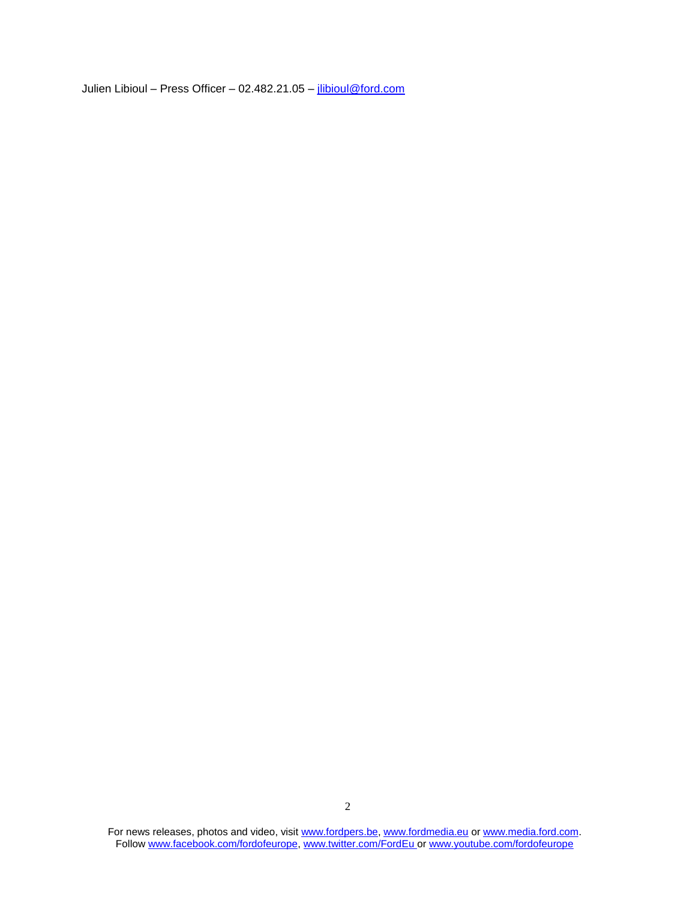Julien Libioul – Press Officer – 02.482.21.05 – jlibioul@ford.com